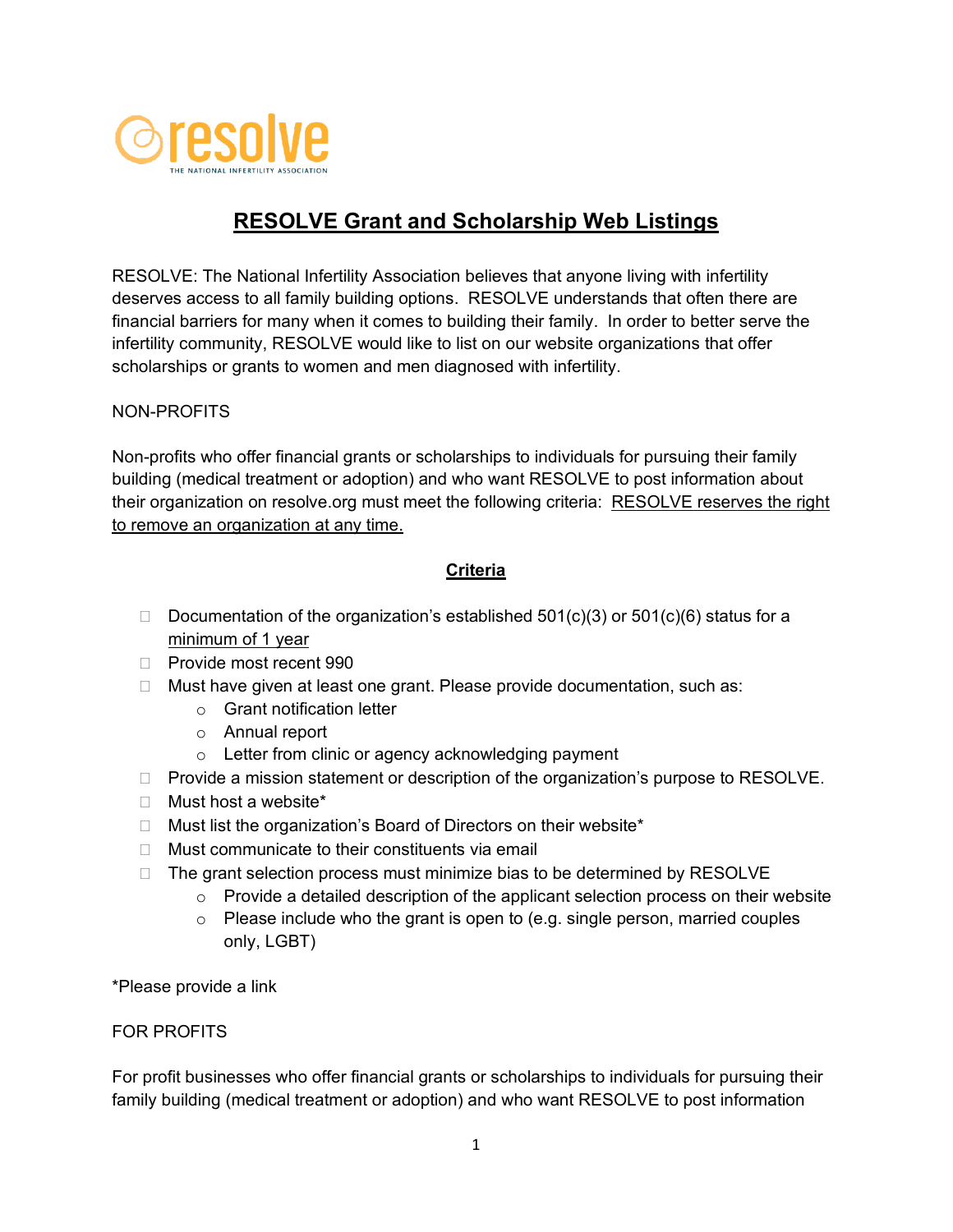resolve
THE NATIONAL INFERTILITY ASSOCIATION

# RESOLVE Grant and Scholarship Web Listings

RESOLVE: The National Infertility Association believes that anyone living with infertility deserves access to all family building options. RESOLVE understands that often there are financial barriers for many when it comes to building their family. In order to better serve the infertility community, RESOLVE would like to list on our website organizations that offer scholarships or grants to women and men diagnosed with infertility.

NON-PROFITS

Non-profits who offer financial grants or scholarships to individuals for pursuing their family building (medical treatment or adoption) and who want RESOLVE to post information about their organization on resolve.org must meet the following criteria: <u>RESOLVE reserves the right to remove an organization at any time.</u>

## Criteria

- Documentation of the organization's established 501(c)(3) or 501(c)(6) status for a <u>minimum of 1 year</u>
- Provide most recent 990
- Must have given at least one grant. Please provide documentation, such as:
  - Grant notification letter
  - Annual report
  - Letter from clinic or agency acknowledging payment
- Provide a mission statement or description of the organization's purpose to RESOLVE.
- Must host a website*
- Must list the organization's Board of Directors on their website*
- Must communicate to their constituents via email
- The grant selection process must minimize bias to be determined by RESOLVE
  - Provide a detailed description of the applicant selection process on their website
  - Please include who the grant is open to (e.g. single person, married couples only, LGBT)

*Please provide a link

FOR PROFITS

For profit businesses who offer financial grants or scholarships to individuals for pursuing their family building (medical treatment or adoption) and who want RESOLVE to post information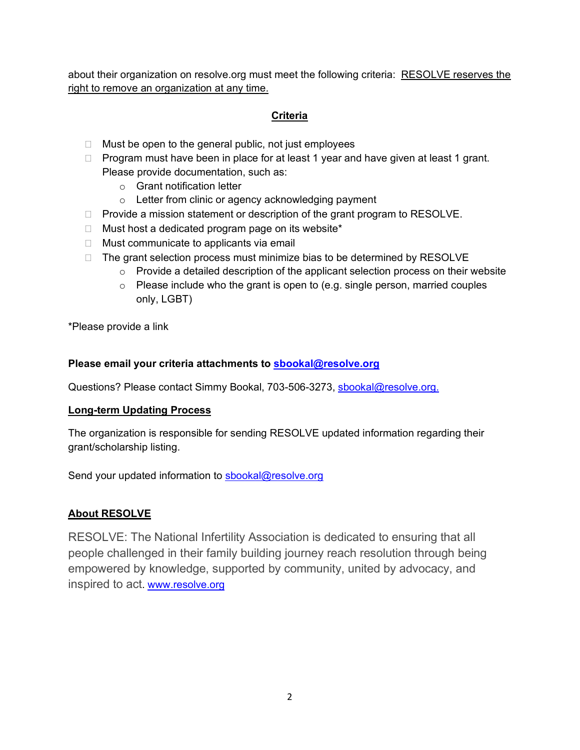about their organization on resolve.org must meet the following criteria: <u>RESOLVE reserves the right to remove an organization at any time.</u>

## **Criteria**

- Must be open to the general public, not just employees
- Program must have been in place for at least 1 year and have given at least 1 grant. Please provide documentation, such as:
  - Grant notification letter
  - Letter from clinic or agency acknowledging payment
- Provide a mission statement or description of the grant program to RESOLVE.
- Must host a dedicated program page on its website*
- Must communicate to applicants via email
- The grant selection process must minimize bias to be determined by RESOLVE
  - Provide a detailed description of the applicant selection process on their website
  - Please include who the grant is open to (e.g. single person, married couples only, LGBT)

*Please provide a link

**Please email your criteria attachments to [sbookal@resolve.org](mailto:sbookal@resolve.org)**

Questions? Please contact Simmy Bookal, 703-506-3273, [sbookal@resolve.org.](mailto:sbookal@resolve.org)

## **Long-term Updating Process**

The organization is responsible for sending RESOLVE updated information regarding their grant/scholarship listing.

Send your updated information to [sbookal@resolve.org](mailto:sbookal@resolve.org)

## **About RESOLVE**

RESOLVE: The National Infertility Association is dedicated to ensuring that all people challenged in their family building journey reach resolution through being empowered by knowledge, supported by community, united by advocacy, and inspired to act. [www.resolve.org](http://www.resolve.org)